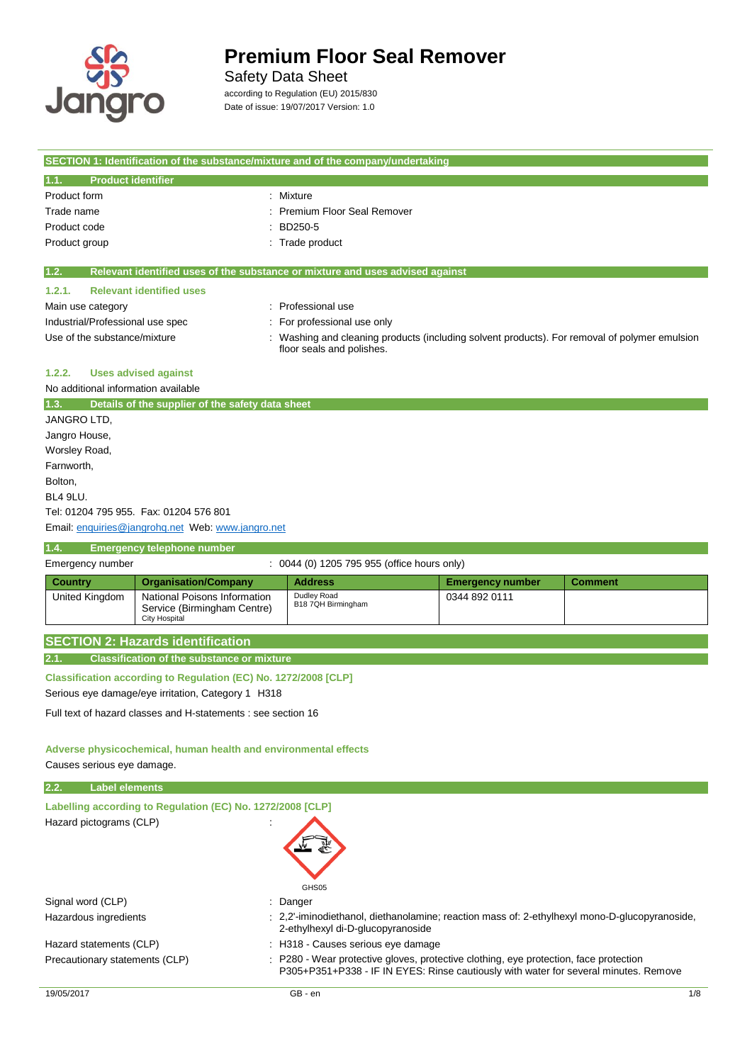# Premium Floor Seal Remover

Safety Data Sheet

according to Regulation (EU) 2015/830

Date of issue: 19/07/2017 Version: 1.0

## SECTION 1: Identification of the substance/mixture and of the company/undertaking

### 1.1. Product identifier

Product form : Mixture

Trade name : Premium Floor Seal Remover

Product code : BD250-5

Product group : Trade product

### 1.2. Relevant identified uses of the substance or mixture and uses advised against

#### 1.2.1. Relevant identified uses

Main use category : Professional use

Industrial/Professional use spec : For professional use only

Use of the substance/mixture : Washing and cleaning products (including solvent products). For removal of polymer emulsion floor seals and polishes.

#### 1.2.2. Uses advised against

No additional information available

### 1.3. Details of the supplier of the safety data sheet

JANGRO LTD,
Jangro House,
Worsley Road,
Farnworth,
Bolton,
BL4 9LU.
Tel: 01204 795 955. Fax: 01204 576 801
Email: enquiries@jangrohq.net Web: www.jangro.net

### 1.4. Emergency telephone number

Emergency number : 0044 (0) 1205 795 955 (office hours only)

| Country | Organisation/Company | Address | Emergency number | Comment |
|---|---|---|---|---|
| United Kingdom | National Poisons Information Service (Birmingham Centre) City Hospital | Dudley Road B18 7QH Birmingham | 0344 892 0111 | |

## SECTION 2: Hazards identification

### 2.1. Classification of the substance or mixture

**Classification according to Regulation (EC) No. 1272/2008 [CLP]**

Serious eye damage/eye irritation, Category 1 H318

Full text of hazard classes and H-statements : see section 16

**Adverse physicochemical, human health and environmental effects**

Causes serious eye damage.

### 2.2. Label elements

**Labelling according to Regulation (EC) No. 1272/2008 [CLP]**

Hazard pictograms (CLP) :

GHS05

Signal word (CLP) : Danger

Hazardous ingredients : 2,2'-iminodiethanol, diethanolamine; reaction mass of: 2-ethylhexyl mono-D-glucopyranoside, 2-ethylhexyl di-D-glucopyranoside

Hazard statements (CLP) : H318 - Causes serious eye damage

Precautionary statements (CLP) : P280 - Wear protective gloves, protective clothing, eye protection, face protection
P305+P351+P338 - IF IN EYES: Rinse cautiously with water for several minutes. Remove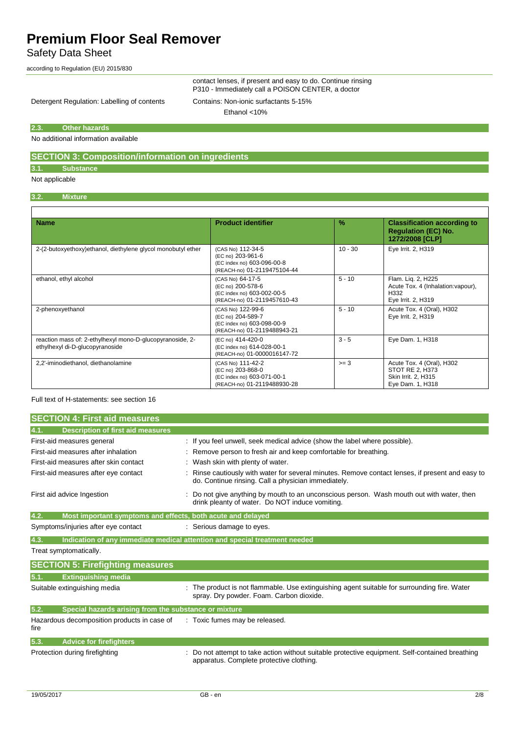contact lenses, if present and easy to do. Continue rinsing
P310 - Immediately call a POISON CENTER, a doctor

Detergent Regulation: Labelling of contents Contains: Non-ionic surfactants 5-15%
Ethanol <10%

### 2.3. Other hazards

No additional information available

## SECTION 3: Composition/information on ingredients

### 3.1. Substance

Not applicable

### 3.2. Mixture

| Name | Product identifier | % | Classification according to Regulation (EC) No. 1272/2008 [CLP] |
|---|---|---|---|
| 2-(2-butoxyethoxy)ethanol, diethylene glycol monobutyl ether | (CAS No) 112-34-5<br>(EC no) 203-961-6<br>(EC index no) 603-096-00-8<br>(REACH-no) 01-2119475104-44 | 10 - 30 | Eye Irrit. 2, H319 |
| ethanol, ethyl alcohol | (CAS No) 64-17-5<br>(EC no) 200-578-6<br>(EC index no) 603-002-00-5<br>(REACH-no) 01-2119457610-43 | 5 - 10 | Flam. Liq. 2, H225<br>Acute Tox. 4 (Inhalation:vapour), H332<br>Eye Irrit. 2, H319 |
| 2-phenoxyethanol | (CAS No) 122-99-6<br>(EC no) 204-589-7<br>(EC index no) 603-098-00-9<br>(REACH-no) 01-2119488943-21 | 5 - 10 | Acute Tox. 4 (Oral), H302<br>Eye Irrit. 2, H319 |
| reaction mass of: 2-ethylhexyl mono-D-glucopyranoside, 2-ethylhexyl di-D-glucopyranoside | (EC no) 414-420-0<br>(EC index no) 614-028-00-1<br>(REACH-no) 01-0000016147-72 | 3 - 5 | Eye Dam. 1, H318 |
| 2,2'-iminodiethanol, diethanolamine | (CAS No) 111-42-2<br>(EC no) 203-868-0<br>(EC index no) 603-071-00-1<br>(REACH-no) 01-2119488930-28 | >= 3 | Acute Tox. 4 (Oral), H302<br>STOT RE 2, H373<br>Skin Irrit. 2, H315<br>Eye Dam. 1, H318 |

Full text of H-statements: see section 16

## SECTION 4: First aid measures

### 4.1. Description of first aid measures

First-aid measures general : If you feel unwell, seek medical advice (show the label where possible).

First-aid measures after inhalation : Remove person to fresh air and keep comfortable for breathing.

First-aid measures after skin contact : Wash skin with plenty of water.

First-aid measures after eye contact : Rinse cautiously with water for several minutes. Remove contact lenses, if present and easy to do. Continue rinsing. Call a physician immediately.

First aid advice Ingestion : Do not give anything by mouth to an unconscious person. Wash mouth out with water, then drink pleanty of water. Do NOT induce vomiting.

### 4.2. Most important symptoms and effects, both acute and delayed

Symptoms/injuries after eye contact : Serious damage to eyes.

### 4.3. Indication of any immediate medical attention and special treatment needed

Treat symptomatically.

## SECTION 5: Firefighting measures

### 5.1. Extinguishing media

Suitable extinguishing media : The product is not flammable. Use extinguishing agent suitable for surrounding fire. Water spray. Dry powder. Foam. Carbon dioxide.

### 5.2. Special hazards arising from the substance or mixture

Hazardous decomposition products in case of fire : Toxic fumes may be released.

### 5.3. Advice for firefighters

Protection during firefighting : Do not attempt to take action without suitable protective equipment. Self-contained breathing apparatus. Complete protective clothing.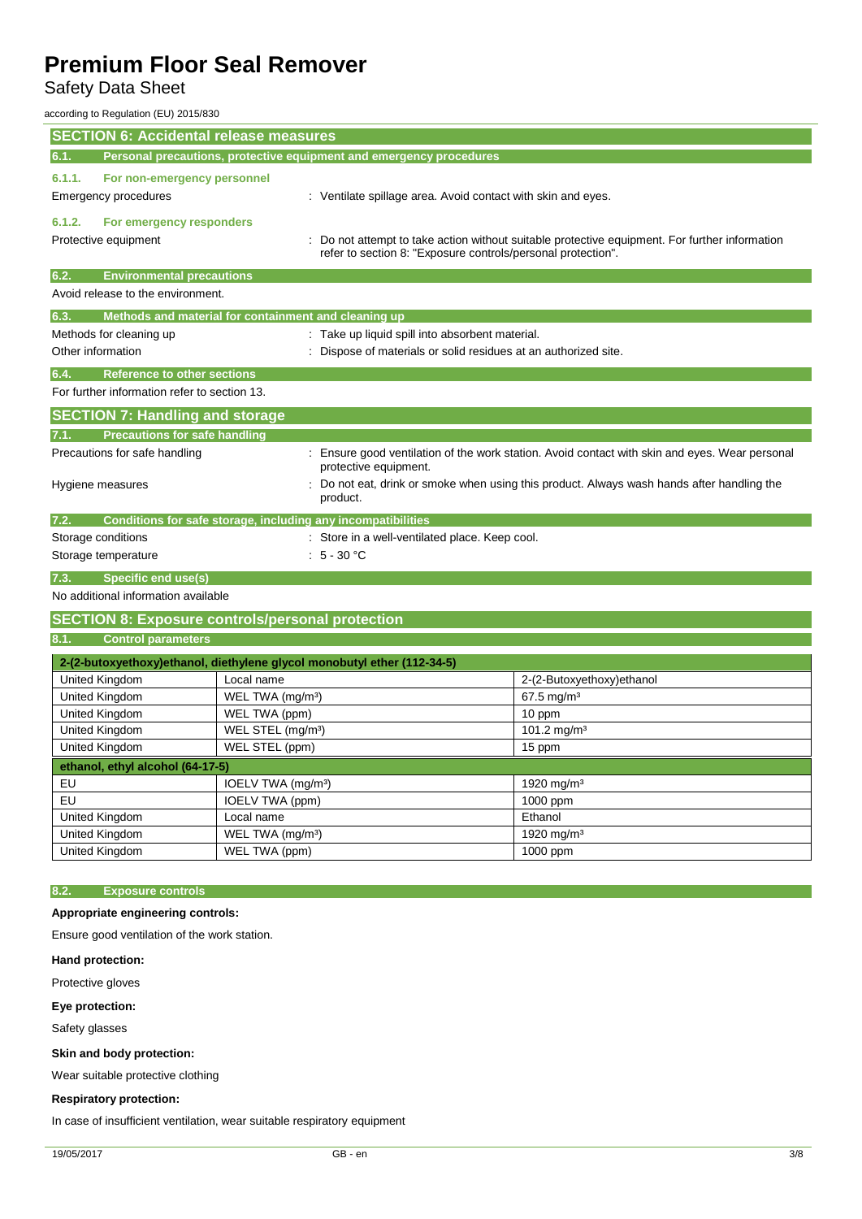## SECTION 6: Accidental release measures

### 6.1. Personal precautions, protective equipment and emergency procedures

#### 6.1.1. For non-emergency personnel

Emergency procedures : Ventilate spillage area. Avoid contact with skin and eyes.

#### 6.1.2. For emergency responders

Protective equipment : Do not attempt to take action without suitable protective equipment. For further information refer to section 8: "Exposure controls/personal protection".

### 6.2. Environmental precautions

Avoid release to the environment.

### 6.3. Methods and material for containment and cleaning up

Methods for cleaning up : Take up liquid spill into absorbent material.

Other information : Dispose of materials or solid residues at an authorized site.

### 6.4. Reference to other sections

For further information refer to section 13.

## SECTION 7: Handling and storage

### 7.1. Precautions for safe handling

Precautions for safe handling : Ensure good ventilation of the work station. Avoid contact with skin and eyes. Wear personal protective equipment.

Hygiene measures : Do not eat, drink or smoke when using this product. Always wash hands after handling the product.

### 7.2. Conditions for safe storage, including any incompatibilities

Storage conditions : Store in a well-ventilated place. Keep cool.

Storage temperature : 5 - 30 °C

### 7.3. Specific end use(s)

No additional information available

## SECTION 8: Exposure controls/personal protection

### 8.1. Control parameters

| 2-(2-butoxyethoxy)ethanol, diethylene glycol monobutyl ether (112-34-5) | | |
|---|---|---|
| United Kingdom | Local name | 2-(2-Butoxyethoxy)ethanol |
| United Kingdom | WEL TWA (mg/m³) | 67.5 mg/m³ |
| United Kingdom | WEL TWA (ppm) | 10 ppm |
| United Kingdom | WEL STEL (mg/m³) | 101.2 mg/m³ |
| United Kingdom | WEL STEL (ppm) | 15 ppm |
| **ethanol, ethyl alcohol (64-17-5)** | | |
| EU | IOELV TWA (mg/m³) | 1920 mg/m³ |
| EU | IOELV TWA (ppm) | 1000 ppm |
| United Kingdom | Local name | Ethanol |
| United Kingdom | WEL TWA (mg/m³) | 1920 mg/m³ |
| United Kingdom | WEL TWA (ppm) | 1000 ppm |

### 8.2. Exposure controls

**Appropriate engineering controls:**

Ensure good ventilation of the work station.

**Hand protection:**

Protective gloves

**Eye protection:**

Safety glasses

**Skin and body protection:**

Wear suitable protective clothing

**Respiratory protection:**

In case of insufficient ventilation, wear suitable respiratory equipment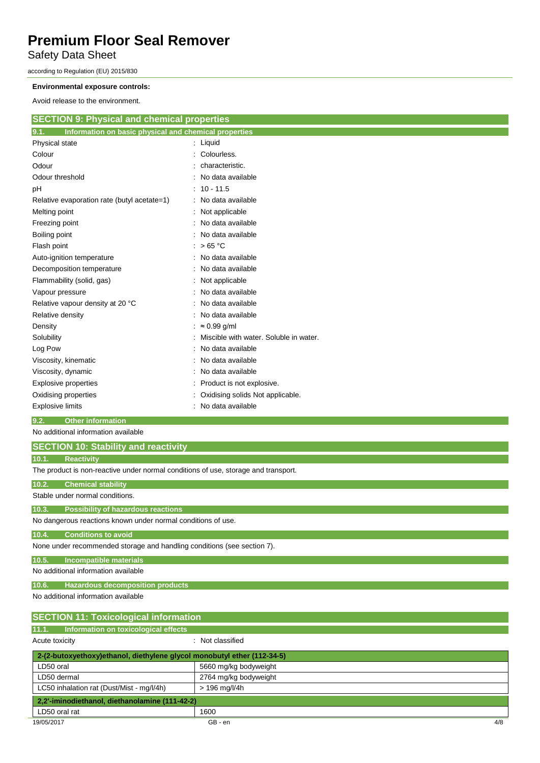**Environmental exposure controls:**

Avoid release to the environment.

## SECTION 9: Physical and chemical properties

### 9.1. Information on basic physical and chemical properties

| | |
|---|---|
| Physical state | : Liquid |
| Colour | : Colourless. |
| Odour | : characteristic. |
| Odour threshold | : No data available |
| pH | : 10 - 11.5 |
| Relative evaporation rate (butyl acetate=1) | : No data available |
| Melting point | : Not applicable |
| Freezing point | : No data available |
| Boiling point | : No data available |
| Flash point | : > 65 °C |
| Auto-ignition temperature | : No data available |
| Decomposition temperature | : No data available |
| Flammability (solid, gas) | : Not applicable |
| Vapour pressure | : No data available |
| Relative vapour density at 20 °C | : No data available |
| Relative density | : No data available |
| Density | : ≈ 0.99 g/ml |
| Solubility | : Miscible with water. Soluble in water. |
| Log Pow | : No data available |
| Viscosity, kinematic | : No data available |
| Viscosity, dynamic | : No data available |
| Explosive properties | : Product is not explosive. |
| Oxidising properties | : Oxidising solids Not applicable. |
| Explosive limits | : No data available |

### 9.2. Other information

No additional information available

## SECTION 10: Stability and reactivity

### 10.1. Reactivity

The product is non-reactive under normal conditions of use, storage and transport.

### 10.2. Chemical stability

Stable under normal conditions.

### 10.3. Possibility of hazardous reactions

No dangerous reactions known under normal conditions of use.

### 10.4. Conditions to avoid

None under recommended storage and handling conditions (see section 7).

### 10.5. Incompatible materials

No additional information available

### 10.6. Hazardous decomposition products

No additional information available

## SECTION 11: Toxicological information

### 11.1. Information on toxicological effects

Acute toxicity : Not classified

| 2-(2-butoxyethoxy)ethanol, diethylene glycol monobutyl ether (112-34-5) | |
|---|---|
| LD50 oral | 5660 mg/kg bodyweight |
| LD50 dermal | 2764 mg/kg bodyweight |
| LC50 inhalation rat (Dust/Mist - mg/l/4h) | > 196 mg/l/4h |

| 2,2'-iminodiethanol, diethanolamine (111-42-2) | |
|---|---|
| LD50 oral rat | 1600 |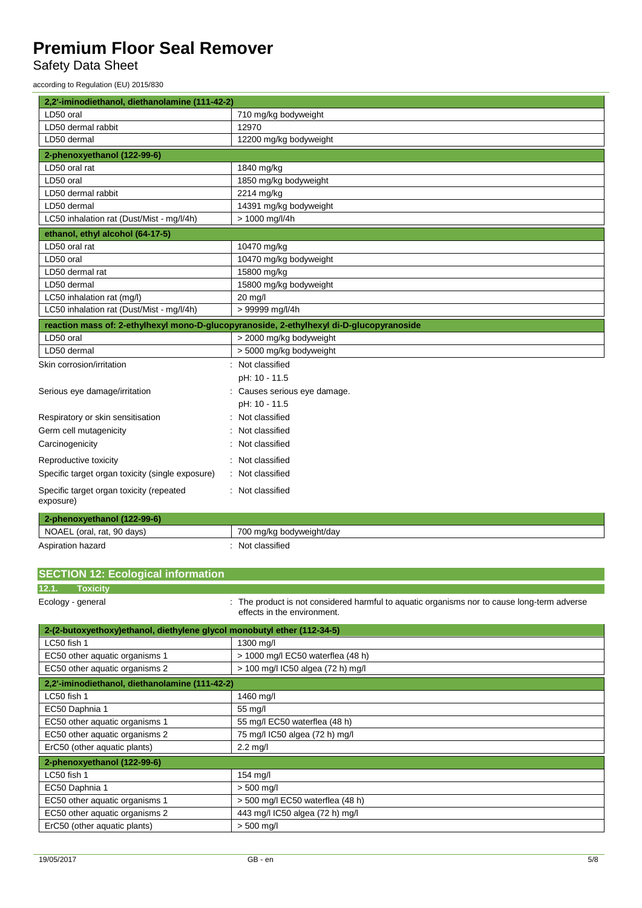| 2,2'-iminodiethanol, diethanolamine (111-42-2) | |
|---|---|
| LD50 oral | 710 mg/kg bodyweight |
| LD50 dermal rabbit | 12970 |
| LD50 dermal | 12200 mg/kg bodyweight |

| 2-phenoxyethanol (122-99-6) | |
|---|---|
| LD50 oral rat | 1840 mg/kg |
| LD50 oral | 1850 mg/kg bodyweight |
| LD50 dermal rabbit | 2214 mg/kg |
| LD50 dermal | 14391 mg/kg bodyweight |
| LC50 inhalation rat (Dust/Mist - mg/l/4h) | > 1000 mg/l/4h |

| ethanol, ethyl alcohol (64-17-5) | |
|---|---|
| LD50 oral rat | 10470 mg/kg |
| LD50 oral | 10470 mg/kg bodyweight |
| LD50 dermal rat | 15800 mg/kg |
| LD50 dermal | 15800 mg/kg bodyweight |
| LC50 inhalation rat (mg/l) | 20 mg/l |
| LC50 inhalation rat (Dust/Mist - mg/l/4h) | > 99999 mg/l/4h |

| reaction mass of: 2-ethylhexyl mono-D-glucopyranoside, 2-ethylhexyl di-D-glucopyranoside | |
|---|---|
| LD50 oral | > 2000 mg/kg bodyweight |
| LD50 dermal | > 5000 mg/kg bodyweight |

Skin corrosion/irritation : Not classified

pH: 10 - 11.5

Serious eye damage/irritation : Causes serious eye damage.

pH: 10 - 11.5

Respiratory or skin sensitisation : Not classified

Germ cell mutagenicity : Not classified

Carcinogenicity : Not classified

Reproductive toxicity : Not classified

Specific target organ toxicity (single exposure) : Not classified

Specific target organ toxicity (repeated exposure) : Not classified

| 2-phenoxyethanol (122-99-6) | |
|---|---|
| NOAEL (oral, rat, 90 days) | 700 mg/kg bodyweight/day |

Aspiration hazard : Not classified

## SECTION 12: Ecological information

### 12.1. Toxicity

Ecology - general : The product is not considered harmful to aquatic organisms nor to cause long-term adverse effects in the environment.

| 2-(2-butoxyethoxy)ethanol, diethylene glycol monobutyl ether (112-34-5) | |
|---|---|
| LC50 fish 1 | 1300 mg/l |
| EC50 other aquatic organisms 1 | > 1000 mg/l EC50 waterflea (48 h) |
| EC50 other aquatic organisms 2 | > 100 mg/l IC50 algea (72 h) mg/l |

| 2,2'-iminodiethanol, diethanolamine (111-42-2) | |
|---|---|
| LC50 fish 1 | 1460 mg/l |
| EC50 Daphnia 1 | 55 mg/l |
| EC50 other aquatic organisms 1 | 55 mg/l EC50 waterflea (48 h) |
| EC50 other aquatic organisms 2 | 75 mg/l IC50 algea (72 h) mg/l |
| ErC50 (other aquatic plants) | 2.2 mg/l |

| 2-phenoxyethanol (122-99-6) | |
|---|---|
| LC50 fish 1 | 154 mg/l |
| EC50 Daphnia 1 | > 500 mg/l |
| EC50 other aquatic organisms 1 | > 500 mg/l EC50 waterflea (48 h) |
| EC50 other aquatic organisms 2 | 443 mg/l IC50 algea (72 h) mg/l |
| ErC50 (other aquatic plants) | > 500 mg/l |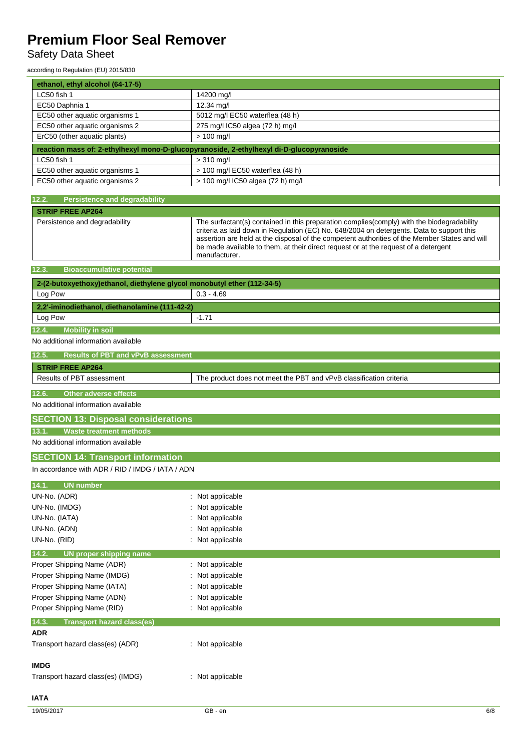| ethanol, ethyl alcohol (64-17-5) | |
|---|---|
| LC50 fish 1 | 14200 mg/l |
| EC50 Daphnia 1 | 12.34 mg/l |
| EC50 other aquatic organisms 1 | 5012 mg/l EC50 waterflea (48 h) |
| EC50 other aquatic organisms 2 | 275 mg/l IC50 algea (72 h) mg/l |
| ErC50 (other aquatic plants) | > 100 mg/l |

| reaction mass of: 2-ethylhexyl mono-D-glucopyranoside, 2-ethylhexyl di-D-glucopyranoside | |
|---|---|
| LC50 fish 1 | > 310 mg/l |
| EC50 other aquatic organisms 1 | > 100 mg/l EC50 waterflea (48 h) |
| EC50 other aquatic organisms 2 | > 100 mg/l IC50 algea (72 h) mg/l |

### 12.2. Persistence and degradability

| STRIP FREE AP264 | |
|---|---|
| Persistence and degradability | The surfactant(s) contained in this preparation complies(comply) with the biodegradability criteria as laid down in Regulation (EC) No. 648/2004 on detergents. Data to support this assertion are held at the disposal of the competent authorities of the Member States and will be made available to them, at their direct request or at the request of a detergent manufacturer. |

### 12.3. Bioaccumulative potential

| 2-(2-butoxyethoxy)ethanol, diethylene glycol monobutyl ether (112-34-5) | |
|---|---|
| Log Pow | 0.3 - 4.69 |

| 2,2'-iminodiethanol, diethanolamine (111-42-2) | |
|---|---|
| Log Pow | -1.71 |

### 12.4. Mobility in soil

No additional information available

### 12.5. Results of PBT and vPvB assessment

| STRIP FREE AP264 | |
|---|---|
| Results of PBT assessment | The product does not meet the PBT and vPvB classification criteria |

### 12.6. Other adverse effects

No additional information available

## SECTION 13: Disposal considerations

### 13.1. Waste treatment methods

No additional information available

## SECTION 14: Transport information

In accordance with ADR / RID / IMDG / IATA / ADN

### 14.1. UN number

UN-No. (ADR) : Not applicable
UN-No. (IMDG) : Not applicable
UN-No. (IATA) : Not applicable
UN-No. (ADN) : Not applicable
UN-No. (RID) : Not applicable

### 14.2. UN proper shipping name

Proper Shipping Name (ADR) : Not applicable
Proper Shipping Name (IMDG) : Not applicable
Proper Shipping Name (IATA) : Not applicable
Proper Shipping Name (ADN) : Not applicable
Proper Shipping Name (RID) : Not applicable

### 14.3. Transport hazard class(es)

**ADR**

Transport hazard class(es) (ADR) : Not applicable

**IMDG**

Transport hazard class(es) (IMDG) : Not applicable

**IATA**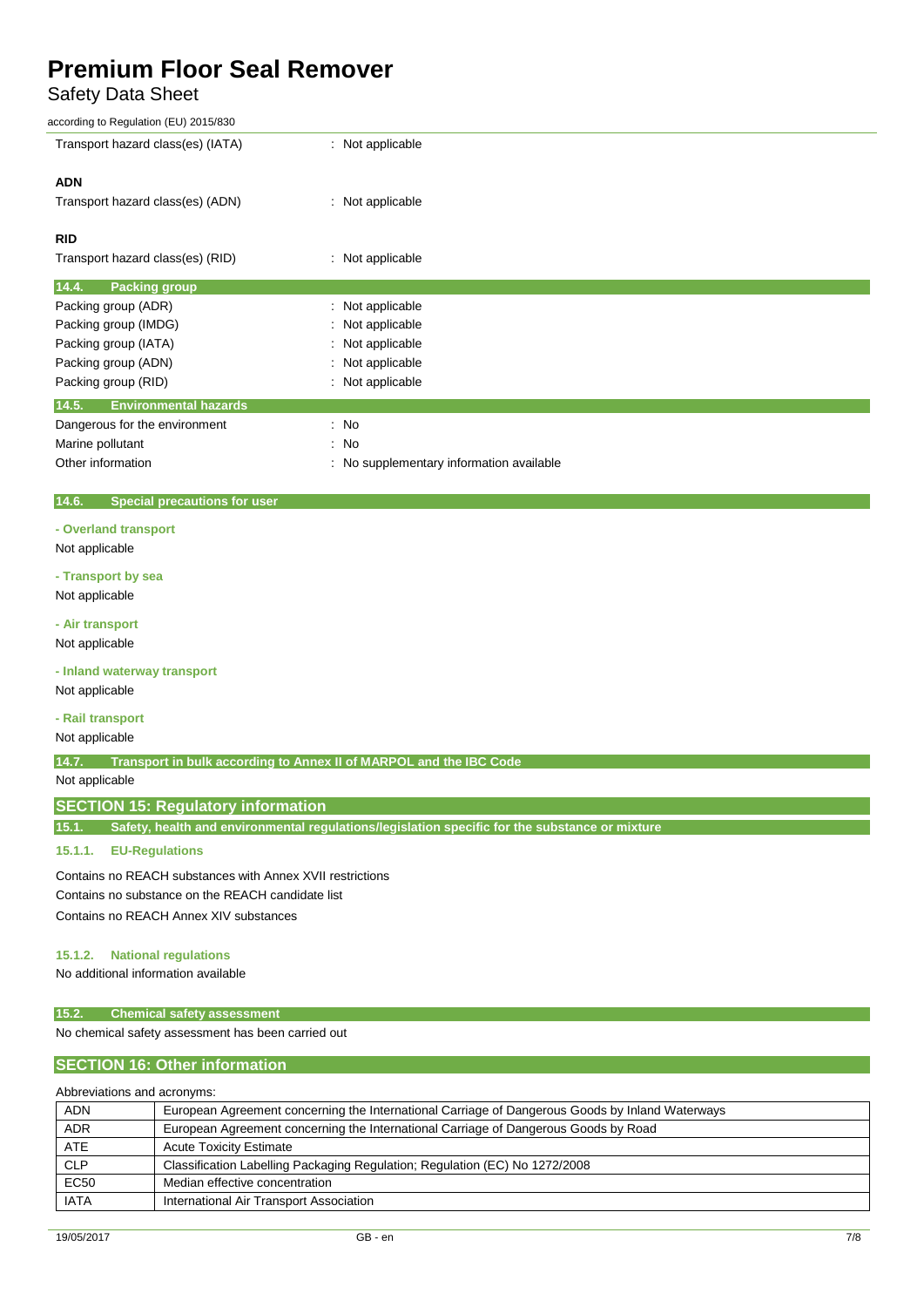Transport hazard class(es) (IATA) : Not applicable

**ADN**

Transport hazard class(es) (ADN) : Not applicable

**RID**

Transport hazard class(es) (RID) : Not applicable

### 14.4. Packing group

Packing group (ADR) : Not applicable
Packing group (IMDG) : Not applicable
Packing group (IATA) : Not applicable
Packing group (ADN) : Not applicable
Packing group (RID) : Not applicable

### 14.5. Environmental hazards

Dangerous for the environment : No
Marine pollutant : No
Other information : No supplementary information available

### 14.6. Special precautions for user

**- Overland transport**

Not applicable

**- Transport by sea**

Not applicable

**- Air transport**

Not applicable

**- Inland waterway transport**

Not applicable

**- Rail transport**

Not applicable

### 14.7. Transport in bulk according to Annex II of MARPOL and the IBC Code

Not applicable

## SECTION 15: Regulatory information

### 15.1. Safety, health and environmental regulations/legislation specific for the substance or mixture

#### 15.1.1. EU-Regulations

Contains no REACH substances with Annex XVII restrictions
Contains no substance on the REACH candidate list
Contains no REACH Annex XIV substances

#### 15.1.2. National regulations

No additional information available

### 15.2. Chemical safety assessment

No chemical safety assessment has been carried out

## SECTION 16: Other information

Abbreviations and acronyms:

| | |
|---|---|
| ADN | European Agreement concerning the International Carriage of Dangerous Goods by Inland Waterways |
| ADR | European Agreement concerning the International Carriage of Dangerous Goods by Road |
| ATE | Acute Toxicity Estimate |
| CLP | Classification Labelling Packaging Regulation; Regulation (EC) No 1272/2008 |
| EC50 | Median effective concentration |
| IATA | International Air Transport Association |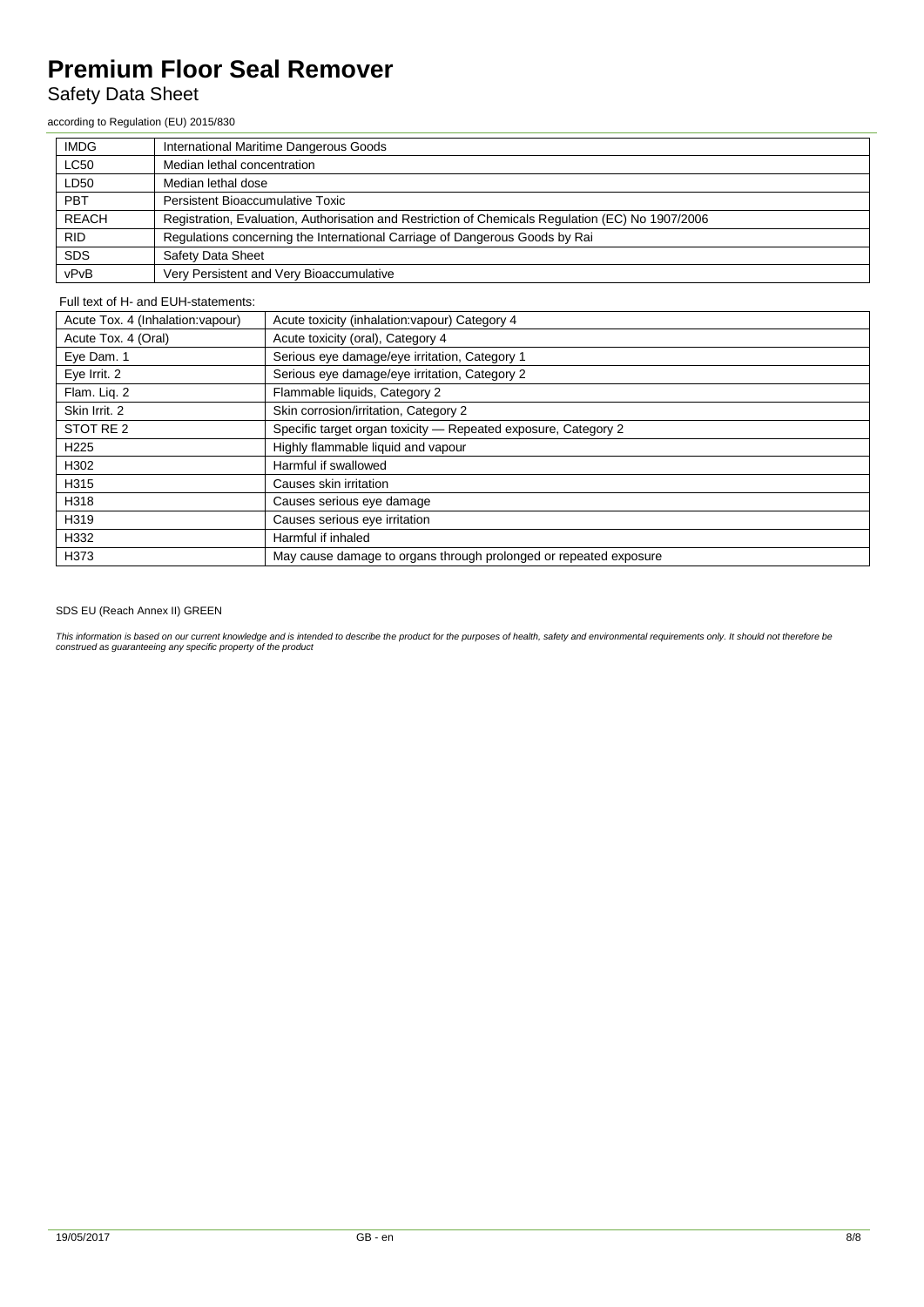| | |
|---|---|
| IMDG | International Maritime Dangerous Goods |
| LC50 | Median lethal concentration |
| LD50 | Median lethal dose |
| PBT | Persistent Bioaccumulative Toxic |
| REACH | Registration, Evaluation, Authorisation and Restriction of Chemicals Regulation (EC) No 1907/2006 |
| RID | Regulations concerning the International Carriage of Dangerous Goods by Rai |
| SDS | Safety Data Sheet |
| vPvB | Very Persistent and Very Bioaccumulative |

Full text of H- and EUH-statements:

| | |
|---|---|
| Acute Tox. 4 (Inhalation:vapour) | Acute toxicity (inhalation:vapour) Category 4 |
| Acute Tox. 4 (Oral) | Acute toxicity (oral), Category 4 |
| Eye Dam. 1 | Serious eye damage/eye irritation, Category 1 |
| Eye Irrit. 2 | Serious eye damage/eye irritation, Category 2 |
| Flam. Liq. 2 | Flammable liquids, Category 2 |
| Skin Irrit. 2 | Skin corrosion/irritation, Category 2 |
| STOT RE 2 | Specific target organ toxicity — Repeated exposure, Category 2 |
| H225 | Highly flammable liquid and vapour |
| H302 | Harmful if swallowed |
| H315 | Causes skin irritation |
| H318 | Causes serious eye damage |
| H319 | Causes serious eye irritation |
| H332 | Harmful if inhaled |
| H373 | May cause damage to organs through prolonged or repeated exposure |

SDS EU (Reach Annex II) GREEN

*This information is based on our current knowledge and is intended to describe the product for the purposes of health, safety and environmental requirements only. It should not therefore be construed as guaranteeing any specific property of the product*